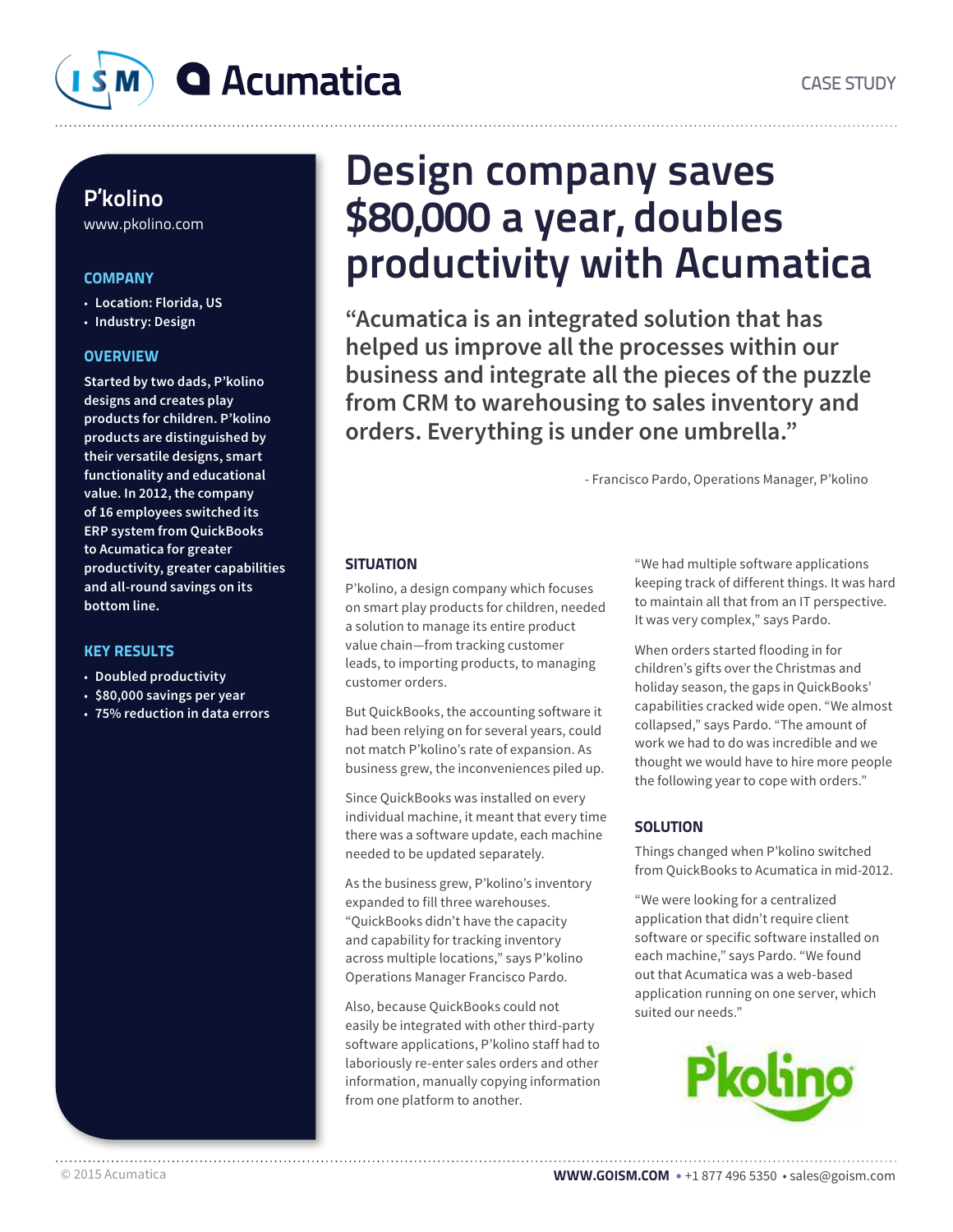CASE STUDY

# Design company saves $80,000 a year, doubles productivity with Acumatica

## P'kolino

www.pkolino.com

### COMPANY

- Location: Florida, US
- Industry: Design

### OVERVIEW

**Started by two dads, P'kolino designs and creates play products for children. P'kolino products are distinguished by their versatile designs, smart functionality and educational value. In 2012, the company of 16 employees switched its ERP system from QuickBooks to Acumatica for greater productivity, greater capabilities and all-round savings on its bottom line.**

### KEY RESULTS

- Doubled productivity
- $80,000 savings per year
- 75% reduction in data errors

> "Acumatica is an integrated solution that has helped us improve all the processes within our business and integrate all the pieces of the puzzle from CRM to warehousing to sales inventory and orders. Everything is under one umbrella."
>
> \- Francisco Pardo, Operations Manager, P'kolino

### SITUATION

P'kolino, a design company which focuses on smart play products for children, needed a solution to manage its entire product value chain—from tracking customer leads, to importing products, to managing customer orders.

But QuickBooks, the accounting software it had been relying on for several years, could not match P'kolino's rate of expansion. As business grew, the inconveniences piled up.

Since QuickBooks was installed on every individual machine, it meant that every time there was a software update, each machine needed to be updated separately.

As the business grew, P'kolino's inventory expanded to fill three warehouses. "QuickBooks didn't have the capacity and capability for tracking inventory across multiple locations," says P'kolino Operations Manager Francisco Pardo.

Also, because QuickBooks could not easily be integrated with other third-party software applications, P'kolino staff had to laboriously re-enter sales orders and other information, manually copying information from one platform to another.

"We had multiple software applications keeping track of different things. It was hard to maintain all that from an IT perspective. It was very complex," says Pardo.

When orders started flooding in for children's gifts over the Christmas and holiday season, the gaps in QuickBooks' capabilities cracked wide open. "We almost collapsed," says Pardo. "The amount of work we had to do was incredible and we thought we would have to hire more people the following year to cope with orders."

### SOLUTION

Things changed when P'kolino switched from QuickBooks to Acumatica in mid-2012.

"We were looking for a centralized application that didn't require client software or specific software installed on each machine," says Pardo. "We found out that Acumatica was a web-based application running on one server, which suited our needs."

© 2015 Acumatica

**WWW.GOISM.COM** • +1 877 496 5350 • sales@goism.com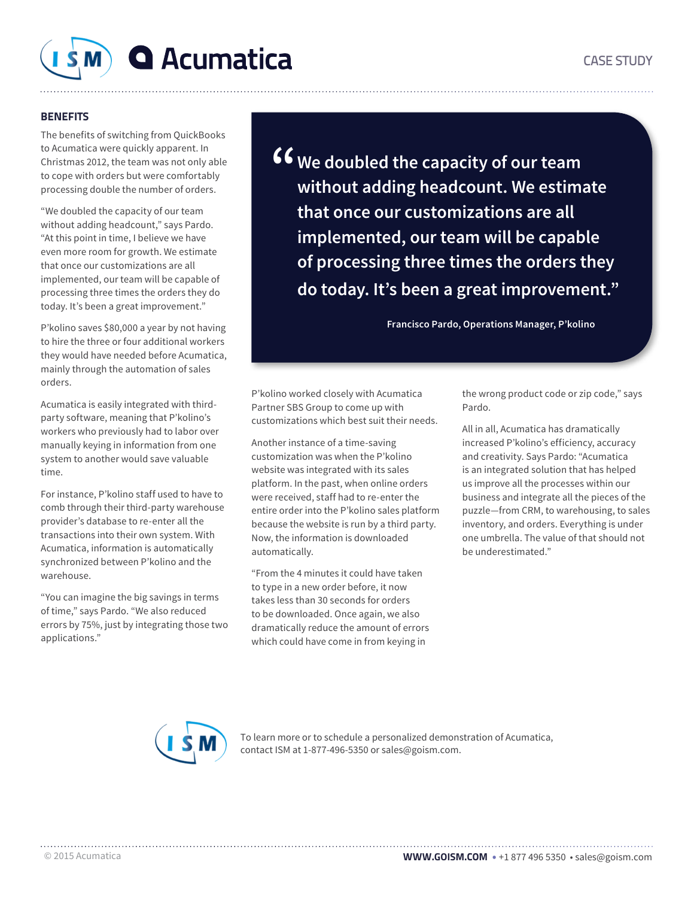## BENEFITS

The benefits of switching from QuickBooks to Acumatica were quickly apparent. In Christmas 2012, the team was not only able to cope with orders but were comfortably processing double the number of orders.

"We doubled the capacity of our team without adding headcount," says Pardo. "At this point in time, I believe we have even more room for growth. We estimate that once our customizations are all implemented, our team will be capable of processing three times the orders they do today. It's been a great improvement."

P'kolino saves $80,000 a year by not having to hire the three or four additional workers they would have needed before Acumatica, mainly through the automation of sales orders.

Acumatica is easily integrated with third-party software, meaning that P'kolino's workers who previously had to labor over manually keying in information from one system to another would save valuable time.

For instance, P'kolino staff used to have to comb through their third-party warehouse provider's database to re-enter all the transactions into their own system. With Acumatica, information is automatically synchronized between P'kolino and the warehouse.

"You can imagine the big savings in terms of time," says Pardo. "We also reduced errors by 75%, just by integrating those two applications."

> "We doubled the capacity of our team without adding headcount. We estimate that once our customizations are all implemented, our team will be capable of processing three times the orders they do today. It's been a great improvement."
>
> **Francisco Pardo, Operations Manager, P'kolino**

P'kolino worked closely with Acumatica Partner SBS Group to come up with customizations which best suit their needs.

Another instance of a time-saving customization was when the P'kolino website was integrated with its sales platform. In the past, when online orders were received, staff had to re-enter the entire order into the P'kolino sales platform because the website is run by a third party. Now, the information is downloaded automatically.

"From the 4 minutes it could have taken to type in a new order before, it now takes less than 30 seconds for orders to be downloaded. Once again, we also dramatically reduce the amount of errors which could have come in from keying in the wrong product code or zip code," says Pardo.

All in all, Acumatica has dramatically increased P'kolino's efficiency, accuracy and creativity. Says Pardo: "Acumatica is an integrated solution that has helped us improve all the processes within our business and integrate all the pieces of the puzzle—from CRM, to warehousing, to sales inventory, and orders. Everything is under one umbrella. The value of that should not be underestimated."

To learn more or to schedule a personalized demonstration of Acumatica, contact ISM at 1-877-496-5350 or sales@goism.com.